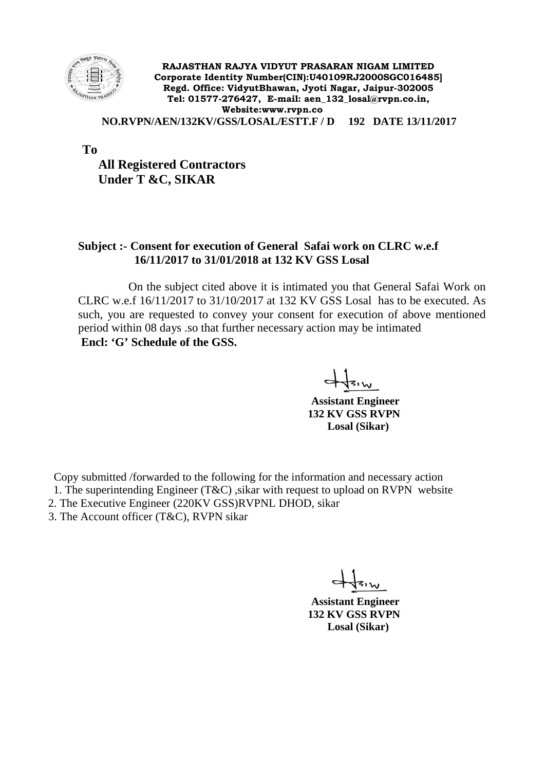**RAJASTHAN RAJYA VIDYUT PRASARAN NIGAM LIMITED**
**Corporate Identity Number(CIN):U40109RJ2000SGC016485]**
**Regd. Office: VidyutBhawan, Jyoti Nagar, Jaipur-302005**
**Tel: 01577-276427, E-mail: aen_132_losal@rvpn.co.in,**
**Website:www.rvpn.co**

**NO.RVPN/AEN/132KV/GSS/LOSAL/ESTT.F / D 192 DATE 13/11/2017**

**To**

**All Registered Contractors**
**Under T &C, SIKAR**

**Subject :- Consent for execution of General Safai work on CLRC w.e.f 16/11/2017 to 31/01/2018 at 132 KV GSS Losal**

On the subject cited above it is intimated you that General Safai Work on CLRC w.e.f 16/11/2017 to 31/10/2017 at 132 KV GSS Losal has to be executed. As such, you are requested to convey your consent for execution of above mentioned period within 08 days .so that further necessary action may be intimated

**Encl: 'G' Schedule of the GSS.**

**Assistant Engineer**
**132 KV GSS RVPN**
**Losal (Sikar)**

Copy submitted /forwarded to the following for the information and necessary action

1. The superintending Engineer (T&C) ,sikar with request to upload on RVPN website
2. The Executive Engineer (220KV GSS)RVPNL DHOD, sikar
3. The Account officer (T&C), RVPN sikar

**Assistant Engineer**
**132 KV GSS RVPN**
**Losal (Sikar)**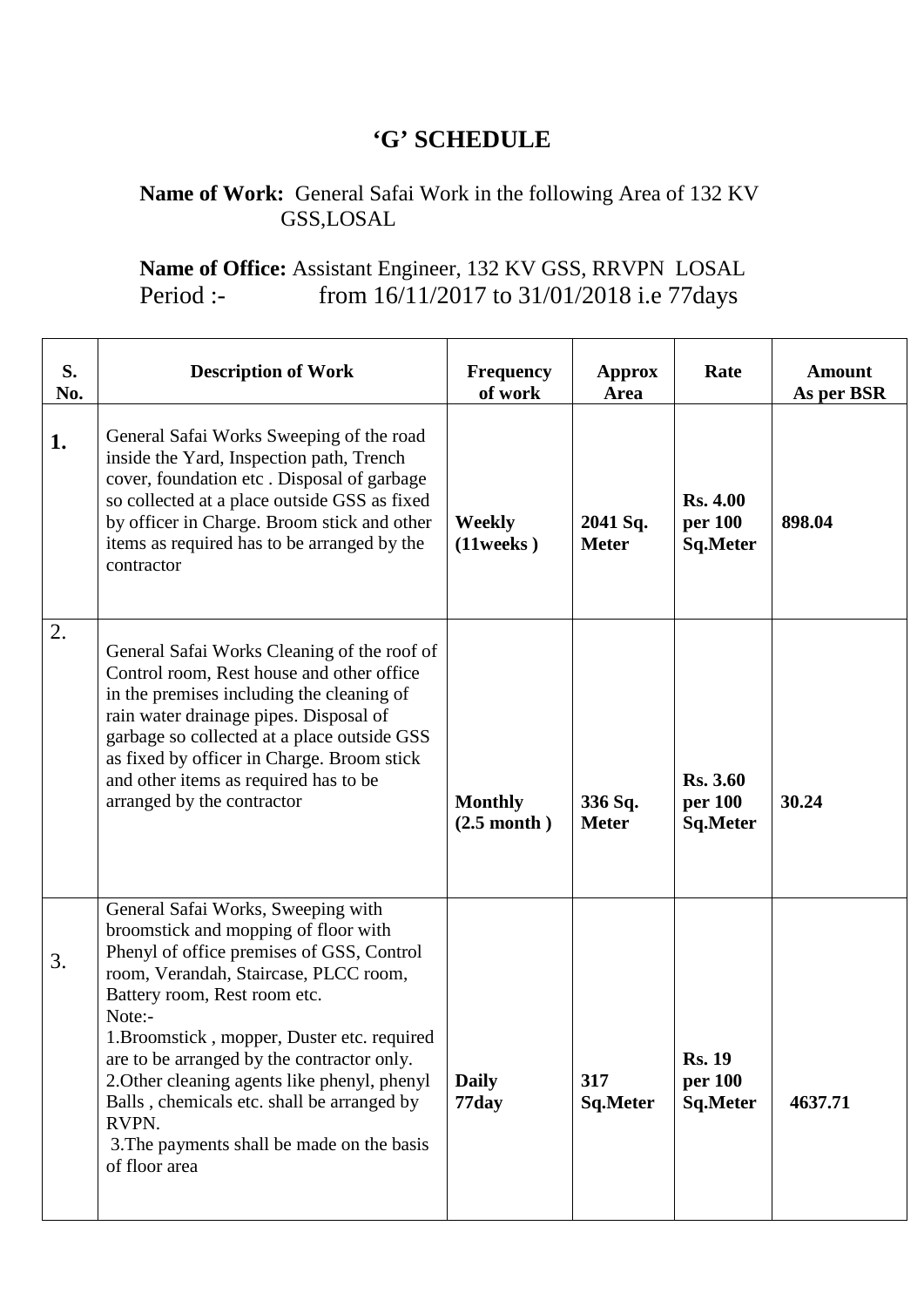# 'G' SCHEDULE

**Name of Work:** General Safai Work in the following Area of 132 KV GSS,LOSAL

**Name of Office:** Assistant Engineer, 132 KV GSS, RRVPN LOSAL
Period :- from 16/11/2017 to 31/01/2018 i.e 77days

| S. No. | Description of Work | Frequency of work | Approx Area | Rate | Amount As per BSR |
|---|---|---|---|---|---|
| **1.** | General Safai Works Sweeping of the road inside the Yard, Inspection path, Trench cover, foundation etc . Disposal of garbage so collected at a place outside GSS as fixed by officer in Charge. Broom stick and other items as required has to be arranged by the contractor | **Weekly (11weeks )** | **2041 Sq. Meter** | **Rs. 4.00 per 100 Sq.Meter** | **898.04** |
| 2. | General Safai Works Cleaning of the roof of Control room, Rest house and other office in the premises including the cleaning of rain water drainage pipes. Disposal of garbage so collected at a place outside GSS as fixed by officer in Charge. Broom stick and other items as required has to be arranged by the contractor | **Monthly (2.5 month )** | **336 Sq. Meter** | **Rs. 3.60 per 100 Sq.Meter** | **30.24** |
| 3. | General Safai Works, Sweeping with broomstick and mopping of floor with Phenyl of office premises of GSS, Control room, Verandah, Staircase, PLCC room, Battery room, Rest room etc.<br>Note:-<br>1.Broomstick , mopper, Duster etc. required are to be arranged by the contractor only.<br>2.Other cleaning agents like phenyl, phenyl Balls , chemicals etc. shall be arranged by RVPN.<br>3.The payments shall be made on the basis of floor area | **Daily 77day** | **317 Sq.Meter** | **Rs. 19 per 100 Sq.Meter** | **4637.71** |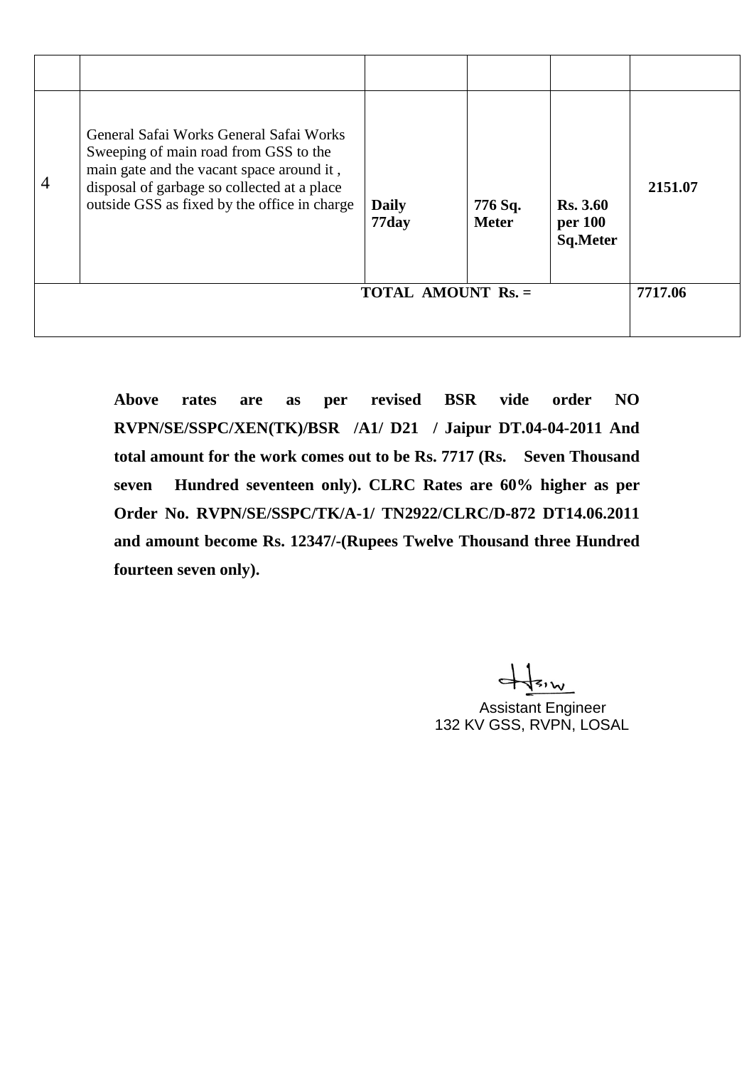| | | | | | |
|---|---|---|---|---|---|
| | | | | | |
| 4 | General Safai Works General Safai Works Sweeping of main road from GSS to the main gate and the vacant space around it , disposal of garbage so collected at a place outside GSS as fixed by the office in charge | **Daily 77day** | **776 Sq. Meter** | **Rs. 3.60 per 100 Sq.Meter** | **2151.07** |
| **TOTAL AMOUNT Rs. =** | | | | | **7717.06** |

**Above rates are as per revised BSR vide order NO RVPN/SE/SSPC/XEN(TK)/BSR /A1/ D21 / Jaipur DT.04-04-2011 And total amount for the work comes out to be Rs. 7717 (Rs. Seven Thousand seven Hundred seventeen only). CLRC Rates are 60% higher as per Order No. RVPN/SE/SSPC/TK/A-1/ TN2922/CLRC/D-872 DT14.06.2011 and amount become Rs. 12347/-(Rupees Twelve Thousand three Hundred fourteen seven only).**

Assistant Engineer
132 KV GSS, RVPN, LOSAL